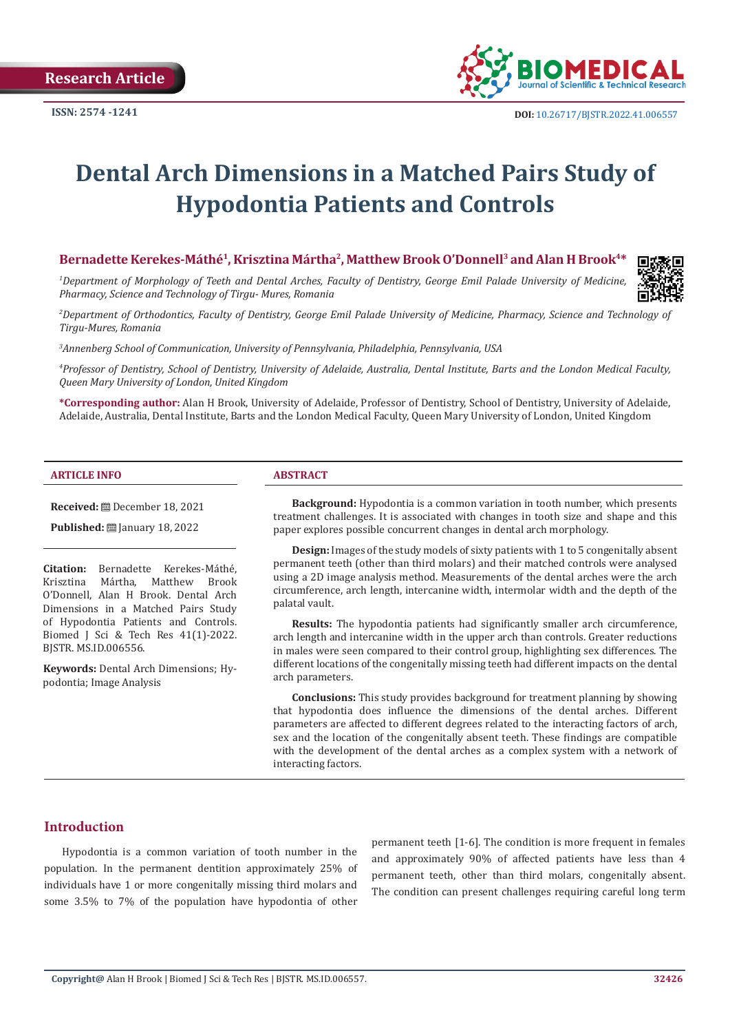Research Article

ISSN: 2574 -1241

DOI: 10.26717/BJSTR.2022.41.006557

# Dental Arch Dimensions in a Matched Pairs Study of Hypodontia Patients and Controls

**Bernadette Kerekes-Máthé[1], Krisztina Mártha[2], Matthew Brook O'Donnell[3] and Alan H Brook[4]***

[1]*Department of Morphology of Teeth and Dental Arches, Faculty of Dentistry, George Emil Palade University of Medicine, Pharmacy, Science and Technology of Tirgu- Mures, Romania*

[2]*Department of Orthodontics, Faculty of Dentistry, George Emil Palade University of Medicine, Pharmacy, Science and Technology of Tirgu-Mures, Romania*

[3]*Annenberg School of Communication, University of Pennsylvania, Philadelphia, Pennsylvania, USA*

[4]*Professor of Dentistry, School of Dentistry, University of Adelaide, Australia, Dental Institute, Barts and the London Medical Faculty, Queen Mary University of London, United Kingdom*

**\*Corresponding author:** Alan H Brook, University of Adelaide, Professor of Dentistry, School of Dentistry, University of Adelaide, Adelaide, Australia, Dental Institute, Barts and the London Medical Faculty, Queen Mary University of London, United Kingdom

## ARTICLE INFO

**Received:** December 18, 2021

**Published:** January 18, 2022

**Citation:** Bernadette Kerekes-Máthé, Krisztina Mártha, Matthew Brook O'Donnell, Alan H Brook. Dental Arch Dimensions in a Matched Pairs Study of Hypodontia Patients and Controls. Biomed J Sci & Tech Res 41(1)-2022. BJSTR. MS.ID.006556.

**Keywords:** Dental Arch Dimensions; Hypodontia; Image Analysis

## ABSTRACT

**Background:** Hypodontia is a common variation in tooth number, which presents treatment challenges. It is associated with changes in tooth size and shape and this paper explores possible concurrent changes in dental arch morphology.

**Design:** Images of the study models of sixty patients with 1 to 5 congenitally absent permanent teeth (other than third molars) and their matched controls were analysed using a 2D image analysis method. Measurements of the dental arches were the arch circumference, arch length, intercanine width, intermolar width and the depth of the palatal vault.

**Results:** The hypodontia patients had significantly smaller arch circumference, arch length and intercanine width in the upper arch than controls. Greater reductions in males were seen compared to their control group, highlighting sex differences. The different locations of the congenitally missing teeth had different impacts on the dental arch parameters.

**Conclusions:** This study provides background for treatment planning by showing that hypodontia does influence the dimensions of the dental arches. Different parameters are affected to different degrees related to the interacting factors of arch, sex and the location of the congenitally absent teeth. These findings are compatible with the development of the dental arches as a complex system with a network of interacting factors.

## Introduction

Hypodontia is a common variation of tooth number in the population. In the permanent dentition approximately 25% of individuals have 1 or more congenitally missing third molars and some 3.5% to 7% of the population have hypodontia of other permanent teeth [1-6]. The condition is more frequent in females and approximately 90% of affected patients have less than 4 permanent teeth, other than third molars, congenitally absent. The condition can present challenges requiring careful long term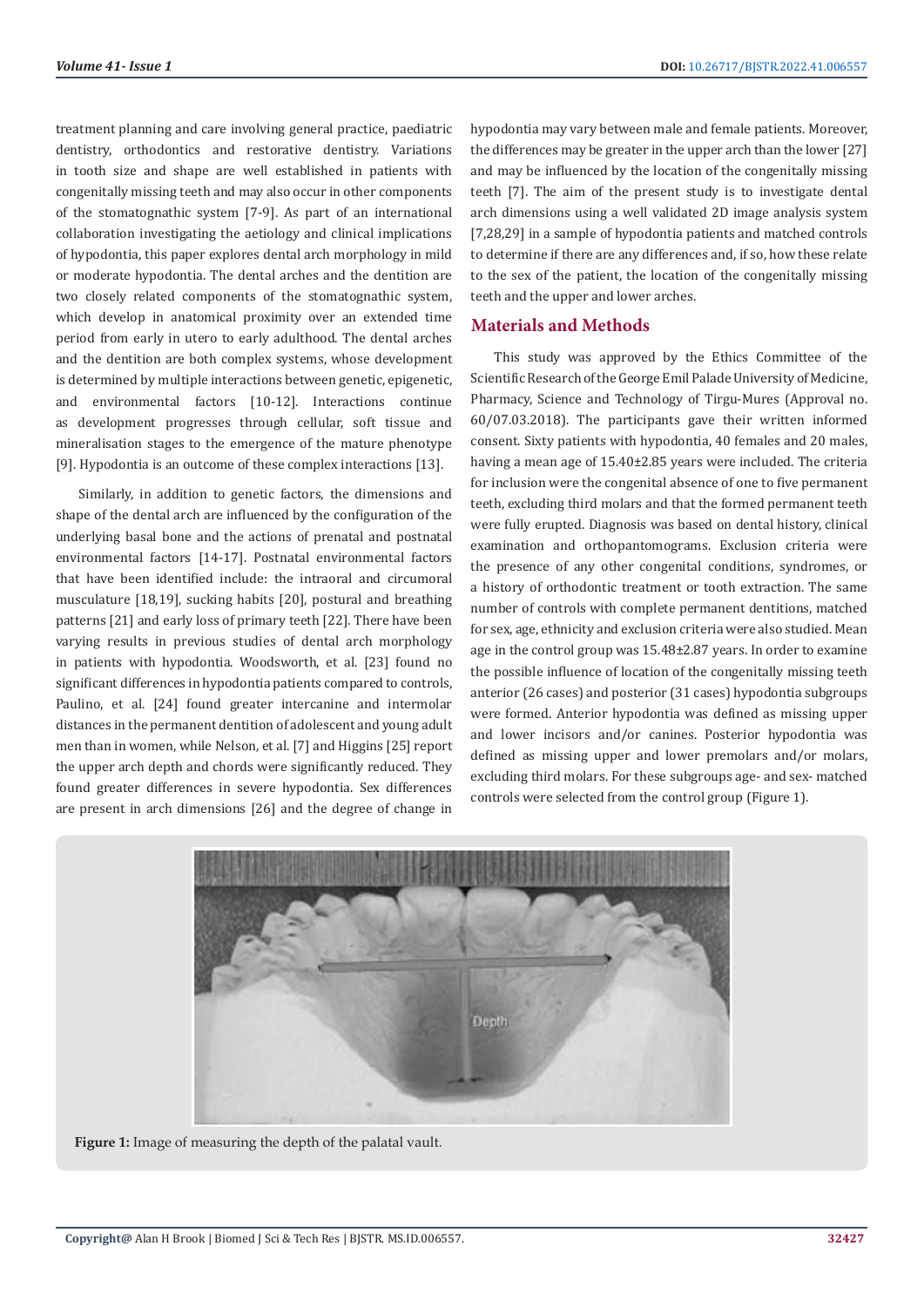treatment planning and care involving general practice, paediatric dentistry, orthodontics and restorative dentistry. Variations in tooth size and shape are well established in patients with congenitally missing teeth and may also occur in other components of the stomatognathic system [7-9]. As part of an international collaboration investigating the aetiology and clinical implications of hypodontia, this paper explores dental arch morphology in mild or moderate hypodontia. The dental arches and the dentition are two closely related components of the stomatognathic system, which develop in anatomical proximity over an extended time period from early in utero to early adulthood. The dental arches and the dentition are both complex systems, whose development is determined by multiple interactions between genetic, epigenetic, and environmental factors [10-12]. Interactions continue as development progresses through cellular, soft tissue and mineralisation stages to the emergence of the mature phenotype [9]. Hypodontia is an outcome of these complex interactions [13].

Similarly, in addition to genetic factors, the dimensions and shape of the dental arch are influenced by the configuration of the underlying basal bone and the actions of prenatal and postnatal environmental factors [14-17]. Postnatal environmental factors that have been identified include: the intraoral and circumoral musculature [18,19], sucking habits [20], postural and breathing patterns [21] and early loss of primary teeth [22]. There have been varying results in previous studies of dental arch morphology in patients with hypodontia. Woodsworth, et al. [23] found no significant differences in hypodontia patients compared to controls, Paulino, et al. [24] found greater intercanine and intermolar distances in the permanent dentition of adolescent and young adult men than in women, while Nelson, et al. [7] and Higgins [25] report the upper arch depth and chords were significantly reduced. They found greater differences in severe hypodontia. Sex differences are present in arch dimensions [26] and the degree of change in hypodontia may vary between male and female patients. Moreover, the differences may be greater in the upper arch than the lower [27] and may be influenced by the location of the congenitally missing teeth [7]. The aim of the present study is to investigate dental arch dimensions using a well validated 2D image analysis system [7,28,29] in a sample of hypodontia patients and matched controls to determine if there are any differences and, if so, how these relate to the sex of the patient, the location of the congenitally missing teeth and the upper and lower arches.

## Materials and Methods

This study was approved by the Ethics Committee of the Scientific Research of the George Emil Palade University of Medicine, Pharmacy, Science and Technology of Tirgu-Mures (Approval no. 60/07.03.2018). The participants gave their written informed consent. Sixty patients with hypodontia, 40 females and 20 males, having a mean age of 15.40±2.85 years were included. The criteria for inclusion were the congenital absence of one to five permanent teeth, excluding third molars and that the formed permanent teeth were fully erupted. Diagnosis was based on dental history, clinical examination and orthopantomograms. Exclusion criteria were the presence of any other congenital conditions, syndromes, or a history of orthodontic treatment or tooth extraction. The same number of controls with complete permanent dentitions, matched for sex, age, ethnicity and exclusion criteria were also studied. Mean age in the control group was 15.48±2.87 years. In order to examine the possible influence of location of the congenitally missing teeth anterior (26 cases) and posterior (31 cases) hypodontia subgroups were formed. Anterior hypodontia was defined as missing upper and lower incisors and/or canines. Posterior hypodontia was defined as missing upper and lower premolars and/or molars, excluding third molars. For these subgroups age- and sex- matched controls were selected from the control group (Figure 1).

**Figure 1:** Image of measuring the depth of the palatal vault.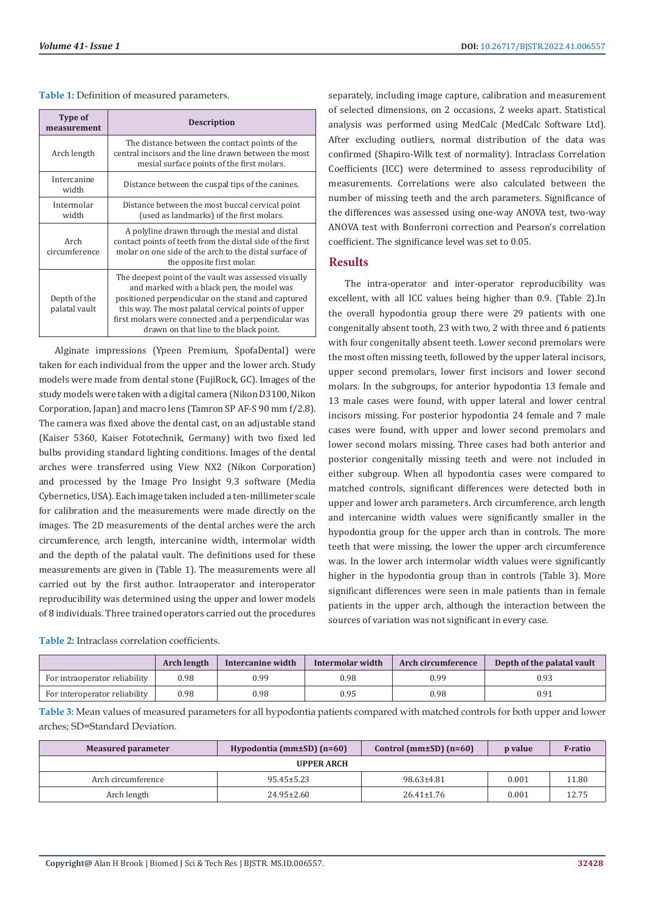**Table 1:** Definition of measured parameters.

| Type of measurement | Description |
|---|---|
| Arch length | The distance between the contact points of the central incisors and the line drawn between the most mesial surface points of the first molars. |
| Intercanine width | Distance between the cuspal tips of the canines. |
| Intermolar width | Distance between the most buccal cervical point (used as landmarks) of the first molars. |
| Arch circumference | A polyline drawn through the mesial and distal contact points of teeth from the distal side of the first molar on one side of the arch to the distal surface of the opposite first molar. |
| Depth of the palatal vault | The deepest point of the vault was assessed visually and marked with a black pen, the model was positioned perpendicular on the stand and captured this way. The most palatal cervical points of upper first molars were connected and a perpendicular was drawn on that line to the black point. |

Alginate impressions (Ypeen Premium, SpofaDental) were taken for each individual from the upper and the lower arch. Study models were made from dental stone (FujiRock, GC). Images of the study models were taken with a digital camera (Nikon D3100, Nikon Corporation, Japan) and macro lens (Tamron SP AF-S 90 mm f/2.8). The camera was fixed above the dental cast, on an adjustable stand (Kaiser 5360, Kaiser Fototechnik, Germany) with two fixed led bulbs providing standard lighting conditions. Images of the dental arches were transferred using View NX2 (Nikon Corporation) and processed by the Image Pro Insight 9.3 software (Media Cybernetics, USA). Each image taken included a ten-millimeter scale for calibration and the measurements were made directly on the images. The 2D measurements of the dental arches were the arch circumference, arch length, intercanine width, intermolar width and the depth of the palatal vault. The definitions used for these measurements are given in (Table 1). The measurements were all carried out by the first author. Intraoperator and interoperator reproducibility was determined using the upper and lower models of 8 individuals. Three trained operators carried out the procedures separately, including image capture, calibration and measurement of selected dimensions, on 2 occasions, 2 weeks apart. Statistical analysis was performed using MedCalc (MedCalc Software Ltd). After excluding outliers, normal distribution of the data was confirmed (Shapiro-Wilk test of normality). Intraclass Correlation Coefficients (ICC) were determined to assess reproducibility of measurements. Correlations were also calculated between the number of missing teeth and the arch parameters. Significance of the differences was assessed using one-way ANOVA test, two-way ANOVA test with Bonferroni correction and Pearson's correlation coefficient. The significance level was set to 0.05.

## Results

The intra-operator and inter-operator reproducibility was excellent, with all ICC values being higher than 0.9. (Table 2).In the overall hypodontia group there were 29 patients with one congenitally absent tooth, 23 with two, 2 with three and 6 patients with four congenitally absent teeth. Lower second premolars were the most often missing teeth, followed by the upper lateral incisors, upper second premolars, lower first incisors and lower second molars. In the subgroups, for anterior hypodontia 13 female and 13 male cases were found, with upper lateral and lower central incisors missing. For posterior hypodontia 24 female and 7 male cases were found, with upper and lower second premolars and lower second molars missing. Three cases had both anterior and posterior congenitally missing teeth and were not included in either subgroup. When all hypodontia cases were compared to matched controls, significant differences were detected both in upper and lower arch parameters. Arch circumference, arch length and intercanine width values were significantly smaller in the hypodontia group for the upper arch than in controls. The more teeth that were missing, the lower the upper arch circumference was. In the lower arch intermolar width values were significantly higher in the hypodontia group than in controls (Table 3). More significant differences were seen in male patients than in female patients in the upper arch, although the interaction between the sources of variation was not significant in every case.

**Table 2:** Intraclass correlation coefficients.

| | Arch length | Intercanine width | Intermolar width | Arch circumference | Depth of the palatal vault |
|---|---|---|---|---|---|
| For intraoperator reliability | 0.98 | 0.99 | 0.98 | 0.99 | 0.93 |
| For interoperator reliability | 0.98 | 0.98 | 0.95 | 0.98 | 0.91 |

**Table 3:** Mean values of measured parameters for all hypodontia patients compared with matched controls for both upper and lower arches; SD=Standard Deviation.

| Measured parameter | Hypodontia (mm±SD) (n=60) | Control (mm±SD) (n=60) | p value | F-ratio |
|---|---|---|---|---|
| **UPPER ARCH** | | | | |
| Arch circumference | 95.45±5.23 | 98.63±4.81 | 0.001 | 11.80 |
| Arch length | 24.95±2.60 | 26.41±1.76 | 0.001 | 12.75 |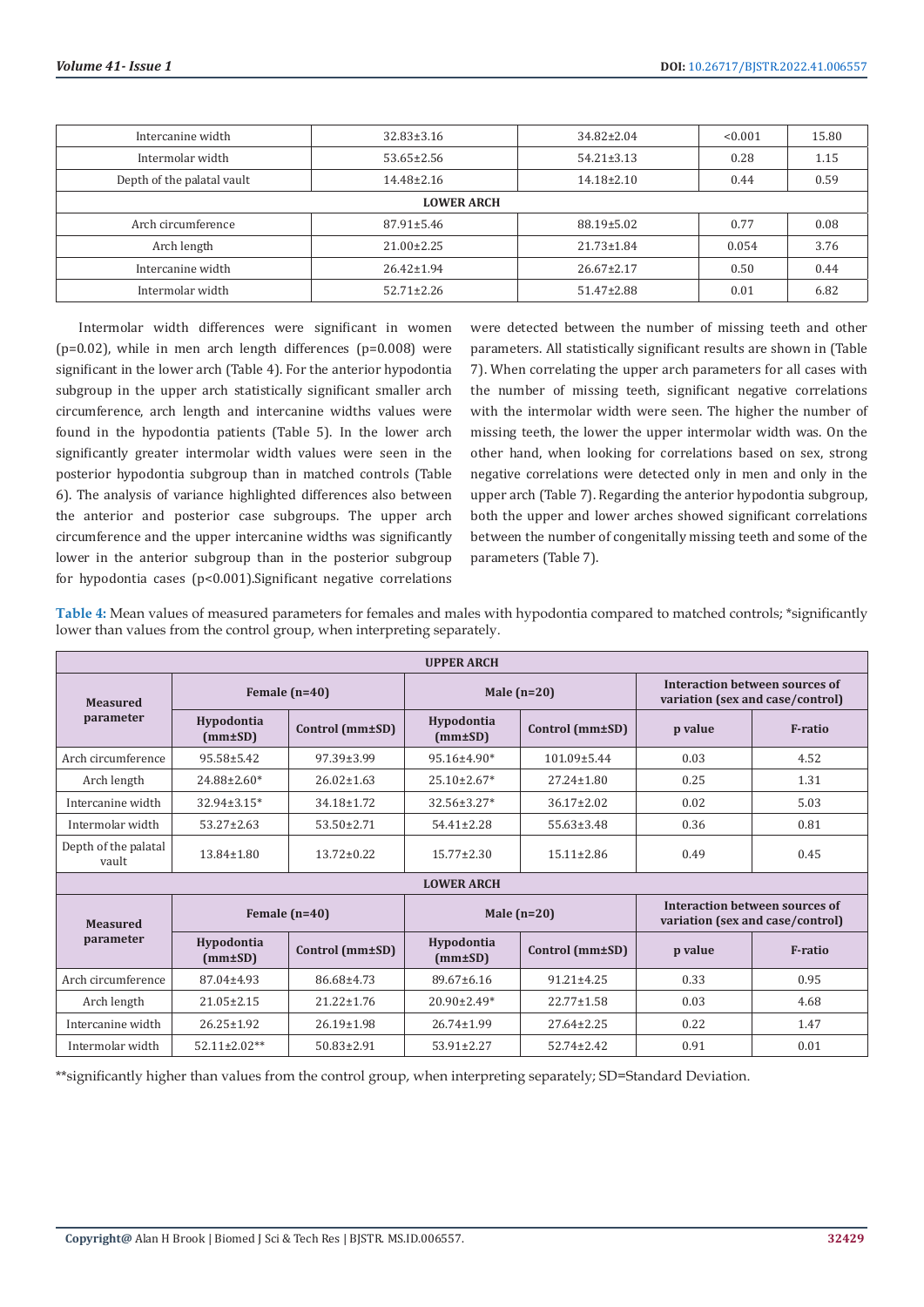| Intercanine width | 32.83±3.16 | 34.82±2.04 | <0.001 | 15.80 |
|---|---|---|---|---|
| Intermolar width | 53.65±2.56 | 54.21±3.13 | 0.28 | 1.15 |
| Depth of the palatal vault | 14.48±2.16 | 14.18±2.10 | 0.44 | 0.59 |
| **LOWER ARCH** | | | | |
| Arch circumference | 87.91±5.46 | 88.19±5.02 | 0.77 | 0.08 |
| Arch length | 21.00±2.25 | 21.73±1.84 | 0.054 | 3.76 |
| Intercanine width | 26.42±1.94 | 26.67±2.17 | 0.50 | 0.44 |
| Intermolar width | 52.71±2.26 | 51.47±2.88 | 0.01 | 6.82 |

Intermolar width differences were significant in women (p=0.02), while in men arch length differences (p=0.008) were significant in the lower arch (Table 4). For the anterior hypodontia subgroup in the upper arch statistically significant smaller arch circumference, arch length and intercanine widths values were found in the hypodontia patients (Table 5). In the lower arch significantly greater intermolar width values were seen in the posterior hypodontia subgroup than in matched controls (Table 6). The analysis of variance highlighted differences also between the anterior and posterior case subgroups. The upper arch circumference and the upper intercanine widths was significantly lower in the anterior subgroup than in the posterior subgroup for hypodontia cases (p<0.001).Significant negative correlations were detected between the number of missing teeth and other parameters. All statistically significant results are shown in (Table 7). When correlating the upper arch parameters for all cases with the number of missing teeth, significant negative correlations with the intermolar width were seen. The higher the number of missing teeth, the lower the upper intermolar width was. On the other hand, when looking for correlations based on sex, strong negative correlations were detected only in men and only in the upper arch (Table 7). Regarding the anterior hypodontia subgroup, both the upper and lower arches showed significant correlations between the number of congenitally missing teeth and some of the parameters (Table 7).

**Table 4:** Mean values of measured parameters for females and males with hypodontia compared to matched controls; *significantly lower than values from the control group, when interpreting separately.

| **UPPER ARCH** | | | | | | |
|---|---|---|---|---|---|---|
| **Measured parameter** | **Female (n=40)** | | **Male (n=20)** | | **Interaction between sources of variation (sex and case/control)** | |
| | **Hypodontia (mm±SD)** | **Control (mm±SD)** | **Hypodontia (mm±SD)** | **Control (mm±SD)** | **p value** | **F-ratio** |
| Arch circumference | 95.58±5.42 | 97.39±3.99 | 95.16±4.90* | 101.09±5.44 | 0.03 | 4.52 |
| Arch length | 24.88±2.60* | 26.02±1.63 | 25.10±2.67* | 27.24±1.80 | 0.25 | 1.31 |
| Intercanine width | 32.94±3.15* | 34.18±1.72 | 32.56±3.27* | 36.17±2.02 | 0.02 | 5.03 |
| Intermolar width | 53.27±2.63 | 53.50±2.71 | 54.41±2.28 | 55.63±3.48 | 0.36 | 0.81 |
| Depth of the palatal vault | 13.84±1.80 | 13.72±0.22 | 15.77±2.30 | 15.11±2.86 | 0.49 | 0.45 |
| **LOWER ARCH** | | | | | | |
| **Measured parameter** | **Female (n=40)** | | **Male (n=20)** | | **Interaction between sources of variation (sex and case/control)** | |
| | **Hypodontia (mm±SD)** | **Control (mm±SD)** | **Hypodontia (mm±SD)** | **Control (mm±SD)** | **p value** | **F-ratio** |
| Arch circumference | 87.04±4.93 | 86.68±4.73 | 89.67±6.16 | 91.21±4.25 | 0.33 | 0.95 |
| Arch length | 21.05±2.15 | 21.22±1.76 | 20.90±2.49* | 22.77±1.58 | 0.03 | 4.68 |
| Intercanine width | 26.25±1.92 | 26.19±1.98 | 26.74±1.99 | 27.64±2.25 | 0.22 | 1.47 |
| Intermolar width | 52.11±2.02** | 50.83±2.91 | 53.91±2.27 | 52.74±2.42 | 0.91 | 0.01 |

**significantly higher than values from the control group, when interpreting separately; SD=Standard Deviation.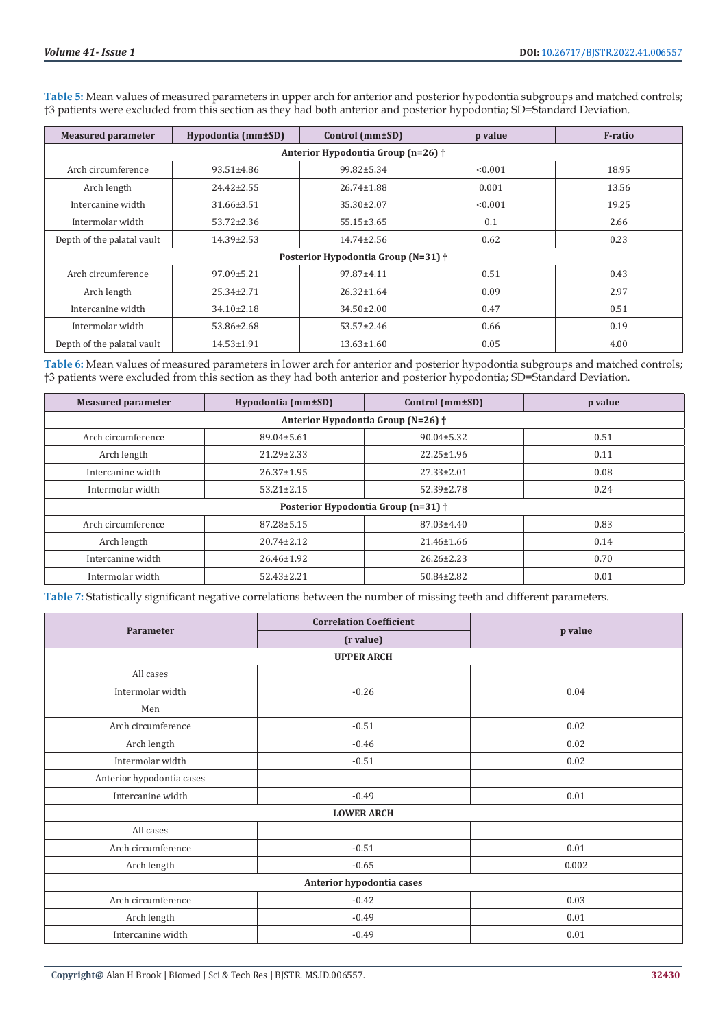**Table 5:** Mean values of measured parameters in upper arch for anterior and posterior hypodontia subgroups and matched controls; †3 patients were excluded from this section as they had both anterior and posterior hypodontia; SD=Standard Deviation.

| Measured parameter | Hypodontia (mm±SD) | Control (mm±SD) | p value | F-ratio |
|---|---|---|---|---|
| **Anterior Hypodontia Group (n=26) †** | | | | |
| Arch circumference | 93.51±4.86 | 99.82±5.34 | <0.001 | 18.95 |
| Arch length | 24.42±2.55 | 26.74±1.88 | 0.001 | 13.56 |
| Intercanine width | 31.66±3.51 | 35.30±2.07 | <0.001 | 19.25 |
| Intermolar width | 53.72±2.36 | 55.15±3.65 | 0.1 | 2.66 |
| Depth of the palatal vault | 14.39±2.53 | 14.74±2.56 | 0.62 | 0.23 |
| **Posterior Hypodontia Group (N=31) †** | | | | |
| Arch circumference | 97.09±5.21 | 97.87±4.11 | 0.51 | 0.43 |
| Arch length | 25.34±2.71 | 26.32±1.64 | 0.09 | 2.97 |
| Intercanine width | 34.10±2.18 | 34.50±2.00 | 0.47 | 0.51 |
| Intermolar width | 53.86±2.68 | 53.57±2.46 | 0.66 | 0.19 |
| Depth of the palatal vault | 14.53±1.91 | 13.63±1.60 | 0.05 | 4.00 |

**Table 6:** Mean values of measured parameters in lower arch for anterior and posterior hypodontia subgroups and matched controls; †3 patients were excluded from this section as they had both anterior and posterior hypodontia; SD=Standard Deviation.

| Measured parameter | Hypodontia (mm±SD) | Control (mm±SD) | p value |
|---|---|---|---|
| **Anterior Hypodontia Group (N=26) †** | | | |
| Arch circumference | 89.04±5.61 | 90.04±5.32 | 0.51 |
| Arch length | 21.29±2.33 | 22.25±1.96 | 0.11 |
| Intercanine width | 26.37±1.95 | 27.33±2.01 | 0.08 |
| Intermolar width | 53.21±2.15 | 52.39±2.78 | 0.24 |
| **Posterior Hypodontia Group (n=31) †** | | | |
| Arch circumference | 87.28±5.15 | 87.03±4.40 | 0.83 |
| Arch length | 20.74±2.12 | 21.46±1.66 | 0.14 |
| Intercanine width | 26.46±1.92 | 26.26±2.23 | 0.70 |
| Intermolar width | 52.43±2.21 | 50.84±2.82 | 0.01 |

**Table 7:** Statistically significant negative correlations between the number of missing teeth and different parameters.

| Parameter | Correlation Coefficient | p value |
|---|---|---|
| | (r value) | |
| **UPPER ARCH** | | |
| All cases | | |
| Intermolar width | -0.26 | 0.04 |
| Men | | |
| Arch circumference | -0.51 | 0.02 |
| Arch length | -0.46 | 0.02 |
| Intermolar width | -0.51 | 0.02 |
| Anterior hypodontia cases | | |
| Intercanine width | -0.49 | 0.01 |
| **LOWER ARCH** | | |
| All cases | | |
| Arch circumference | -0.51 | 0.01 |
| Arch length | -0.65 | 0.002 |
| **Anterior hypodontia cases** | | |
| Arch circumference | -0.42 | 0.03 |
| Arch length | -0.49 | 0.01 |
| Intercanine width | -0.49 | 0.01 |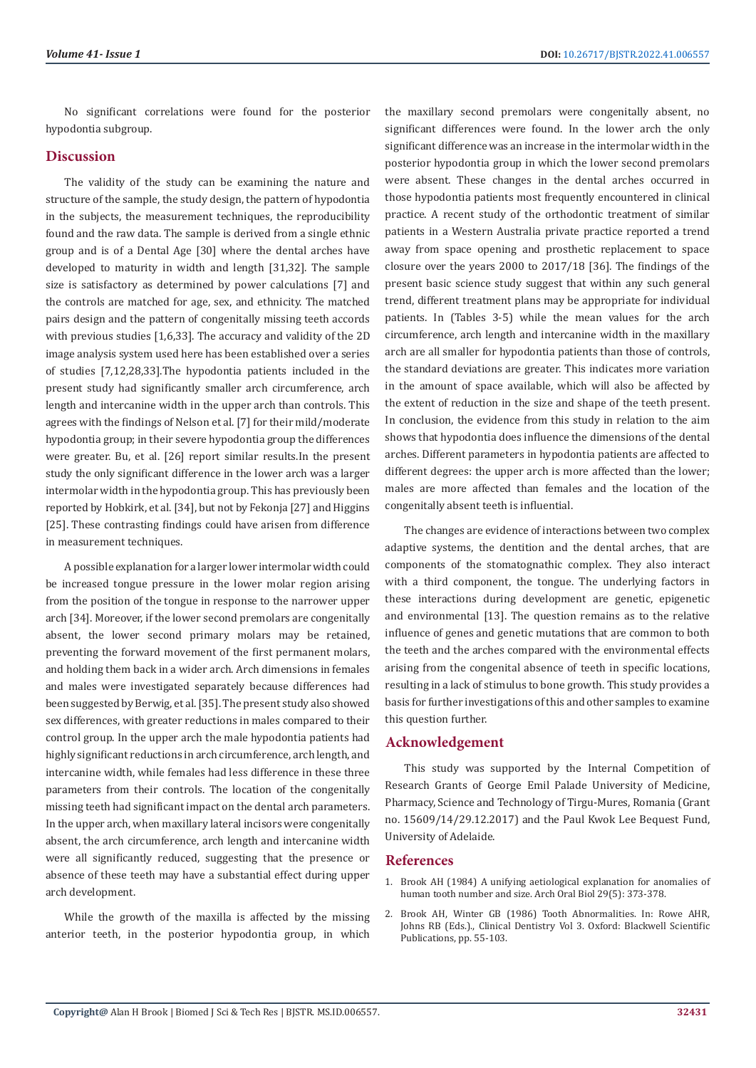No significant correlations were found for the posterior hypodontia subgroup.

## Discussion

The validity of the study can be examining the nature and structure of the sample, the study design, the pattern of hypodontia in the subjects, the measurement techniques, the reproducibility found and the raw data. The sample is derived from a single ethnic group and is of a Dental Age [30] where the dental arches have developed to maturity in width and length [31,32]. The sample size is satisfactory as determined by power calculations [7] and the controls are matched for age, sex, and ethnicity. The matched pairs design and the pattern of congenitally missing teeth accords with previous studies [1,6,33]. The accuracy and validity of the 2D image analysis system used here has been established over a series of studies [7,12,28,33].The hypodontia patients included in the present study had significantly smaller arch circumference, arch length and intercanine width in the upper arch than controls. This agrees with the findings of Nelson et al. [7] for their mild/moderate hypodontia group; in their severe hypodontia group the differences were greater. Bu, et al. [26] report similar results.In the present study the only significant difference in the lower arch was a larger intermolar width in the hypodontia group. This has previously been reported by Hobkirk, et al. [34], but not by Fekonja [27] and Higgins [25]. These contrasting findings could have arisen from difference in measurement techniques.

A possible explanation for a larger lower intermolar width could be increased tongue pressure in the lower molar region arising from the position of the tongue in response to the narrower upper arch [34]. Moreover, if the lower second premolars are congenitally absent, the lower second primary molars may be retained, preventing the forward movement of the first permanent molars, and holding them back in a wider arch. Arch dimensions in females and males were investigated separately because differences had been suggested by Berwig, et al. [35]. The present study also showed sex differences, with greater reductions in males compared to their control group. In the upper arch the male hypodontia patients had highly significant reductions in arch circumference, arch length, and intercanine width, while females had less difference in these three parameters from their controls. The location of the congenitally missing teeth had significant impact on the dental arch parameters. In the upper arch, when maxillary lateral incisors were congenitally absent, the arch circumference, arch length and intercanine width were all significantly reduced, suggesting that the presence or absence of these teeth may have a substantial effect during upper arch development.

While the growth of the maxilla is affected by the missing anterior teeth, in the posterior hypodontia group, in which the maxillary second premolars were congenitally absent, no significant differences were found. In the lower arch the only significant difference was an increase in the intermolar width in the posterior hypodontia group in which the lower second premolars were absent. These changes in the dental arches occurred in those hypodontia patients most frequently encountered in clinical practice. A recent study of the orthodontic treatment of similar patients in a Western Australia private practice reported a trend away from space opening and prosthetic replacement to space closure over the years 2000 to 2017/18 [36]. The findings of the present basic science study suggest that within any such general trend, different treatment plans may be appropriate for individual patients. In (Tables 3-5) while the mean values for the arch circumference, arch length and intercanine width in the maxillary arch are all smaller for hypodontia patients than those of controls, the standard deviations are greater. This indicates more variation in the amount of space available, which will also be affected by the extent of reduction in the size and shape of the teeth present. In conclusion, the evidence from this study in relation to the aim shows that hypodontia does influence the dimensions of the dental arches. Different parameters in hypodontia patients are affected to different degrees: the upper arch is more affected than the lower; males are more affected than females and the location of the congenitally absent teeth is influential.

The changes are evidence of interactions between two complex adaptive systems, the dentition and the dental arches, that are components of the stomatognathic complex. They also interact with a third component, the tongue. The underlying factors in these interactions during development are genetic, epigenetic and environmental [13]. The question remains as to the relative influence of genes and genetic mutations that are common to both the teeth and the arches compared with the environmental effects arising from the congenital absence of teeth in specific locations, resulting in a lack of stimulus to bone growth. This study provides a basis for further investigations of this and other samples to examine this question further.

## Acknowledgement

This study was supported by the Internal Competition of Research Grants of George Emil Palade University of Medicine, Pharmacy, Science and Technology of Tirgu-Mures, Romania (Grant no. 15609/14/29.12.2017) and the Paul Kwok Lee Bequest Fund, University of Adelaide.

## References

1. Brook AH (1984) A unifying aetiological explanation for anomalies of human tooth number and size. Arch Oral Biol 29(5): 373-378.
2. Brook AH, Winter GB (1986) Tooth Abnormalities. In: Rowe AHR, Johns RB (Eds.)., Clinical Dentistry Vol 3. Oxford: Blackwell Scientific Publications, pp. 55-103.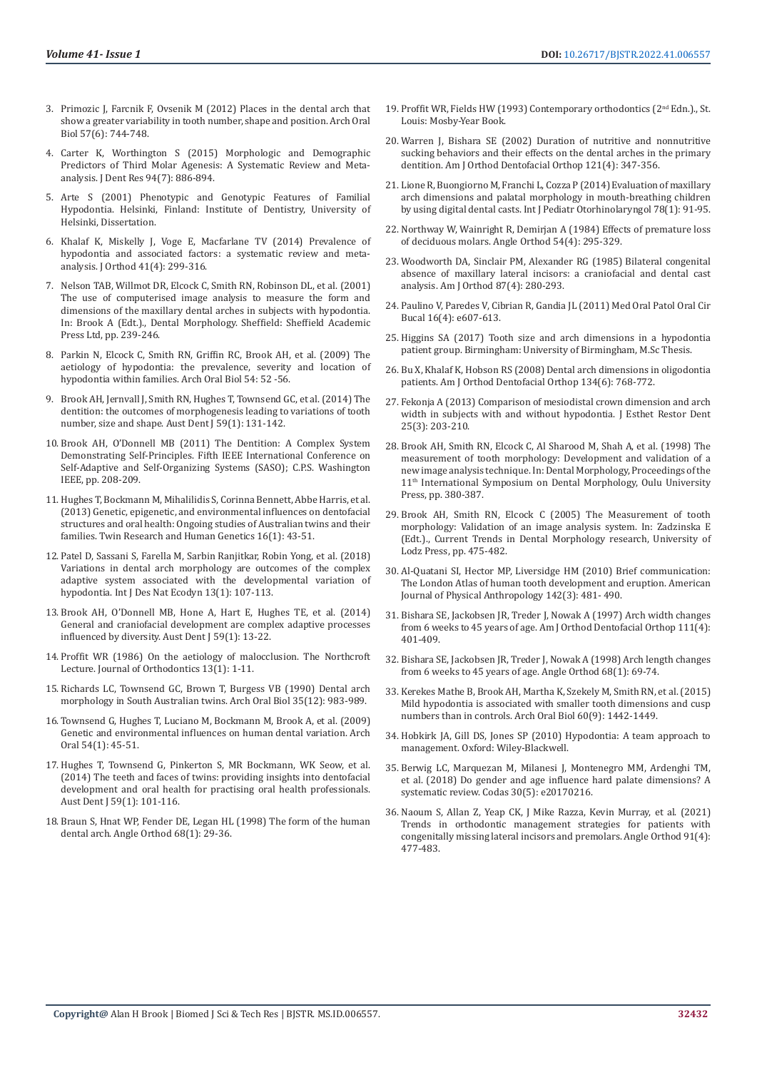3. Primozic J, Farcnik F, Ovsenik M (2012) Places in the dental arch that show a greater variability in tooth number, shape and position. Arch Oral Biol 57(6): 744-748.
4. Carter K, Worthington S (2015) Morphologic and Demographic Predictors of Third Molar Agenesis: A Systematic Review and Meta-analysis. J Dent Res 94(7): 886-894.
5. Arte S (2001) Phenotypic and Genotypic Features of Familial Hypodontia. Helsinki, Finland: Institute of Dentistry, University of Helsinki, Dissertation.
6. Khalaf K, Miskelly J, Voge E, Macfarlane TV (2014) Prevalence of hypodontia and associated factors: a systematic review and meta-analysis. J Orthod 41(4): 299-316.
7. Nelson TAB, Willmot DR, Elcock C, Smith RN, Robinson DL, et al. (2001) The use of computerised image analysis to measure the form and dimensions of the maxillary dental arches in subjects with hypodontia. In: Brook A (Edt.)., Dental Morphology. Sheffield: Sheffield Academic Press Ltd, pp. 239-246.
8. Parkin N, Elcock C, Smith RN, Griffin RC, Brook AH, et al. (2009) The aetiology of hypodontia: the prevalence, severity and location of hypodontia within families. Arch Oral Biol 54: 52 -56.
9. Brook AH, Jernvall J, Smith RN, Hughes T, Townsend GC, et al. (2014) The dentition: the outcomes of morphogenesis leading to variations of tooth number, size and shape. Aust Dent J 59(1): 131-142.
10. Brook AH, O'Donnell MB (2011) The Dentition: A Complex System Demonstrating Self-Principles. Fifth IEEE International Conference on Self-Adaptive and Self-Organizing Systems (SASO); C.P.S. Washington IEEE, pp. 208-209.
11. Hughes T, Bockmann M, Mihalilidis S, Corinna Bennett, Abbe Harris, et al. (2013) Genetic, epigenetic, and environmental influences on dentofacial structures and oral health: Ongoing studies of Australian twins and their families. Twin Research and Human Genetics 16(1): 43-51.
12. Patel D, Sassani S, Farella M, Sarbin Ranjitkar, Robin Yong, et al. (2018) Variations in dental arch morphology are outcomes of the complex adaptive system associated with the developmental variation of hypodontia. Int J Des Nat Ecodyn 13(1): 107-113.
13. Brook AH, O'Donnell MB, Hone A, Hart E, Hughes TE, et al. (2014) General and craniofacial development are complex adaptive processes influenced by diversity. Aust Dent J 59(1): 13-22.
14. Proffit WR (1986) On the aetiology of malocclusion. The Northcroft Lecture. Journal of Orthodontics 13(1): 1-11.
15. Richards LC, Townsend GC, Brown T, Burgess VB (1990) Dental arch morphology in South Australian twins. Arch Oral Biol 35(12): 983-989.
16. Townsend G, Hughes T, Luciano M, Bockmann M, Brook A, et al. (2009) Genetic and environmental influences on human dental variation. Arch Oral 54(1): 45-51.
17. Hughes T, Townsend G, Pinkerton S, MR Bockmann, WK Seow, et al. (2014) The teeth and faces of twins: providing insights into dentofacial development and oral health for practising oral health professionals. Aust Dent J 59(1): 101-116.
18. Braun S, Hnat WP, Fender DE, Legan HL (1998) The form of the human dental arch. Angle Orthod 68(1): 29-36.
19. Proffit WR, Fields HW (1993) Contemporary orthodontics (2nd Edn.)., St. Louis: Mosby-Year Book.
20. Warren J, Bishara SE (2002) Duration of nutritive and nonnutritive sucking behaviors and their effects on the dental arches in the primary dentition. Am J Orthod Dentofacial Orthop 121(4): 347-356.
21. Lione R, Buongiorno M, Franchi L, Cozza P (2014) Evaluation of maxillary arch dimensions and palatal morphology in mouth-breathing children by using digital dental casts. Int J Pediatr Otorhinolaryngol 78(1): 91-95.
22. Northway W, Wainright R, Demirjan A (1984) Effects of premature loss of deciduous molars. Angle Orthod 54(4): 295-329.
23. Woodworth DA, Sinclair PM, Alexander RG (1985) Bilateral congenital absence of maxillary lateral incisors: a craniofacial and dental cast analysis. Am J Orthod 87(4): 280-293.
24. Paulino V, Paredes V, Cibrian R, Gandia JL (2011) Med Oral Patol Oral Cir Bucal 16(4): e607-613.
25. Higgins SA (2017) Tooth size and arch dimensions in a hypodontia patient group. Birmingham: University of Birmingham, M.Sc Thesis.
26. Bu X, Khalaf K, Hobson RS (2008) Dental arch dimensions in oligodontia patients. Am J Orthod Dentofacial Orthop 134(6): 768-772.
27. Fekonja A (2013) Comparison of mesiodistal crown dimension and arch width in subjects with and without hypodontia. J Esthet Restor Dent 25(3): 203-210.
28. Brook AH, Smith RN, Elcock C, Al Sharood M, Shah A, et al. (1998) The measurement of tooth morphology: Development and validation of a new image analysis technique. In: Dental Morphology, Proceedings of the 11th International Symposium on Dental Morphology, Oulu University Press, pp. 380-387.
29. Brook AH, Smith RN, Elcock C (2005) The Measurement of tooth morphology: Validation of an image analysis system. In: Zadzinska E (Edt.)., Current Trends in Dental Morphology research, University of Lodz Press, pp. 475-482.
30. Al-Quatani SI, Hector MP, Liversidge HM (2010) Brief communication: The London Atlas of human tooth development and eruption. American Journal of Physical Anthropology 142(3): 481- 490.
31. Bishara SE, Jackobsen JR, Treder J, Nowak A (1997) Arch width changes from 6 weeks to 45 years of age. Am J Orthod Dentofacial Orthop 111(4): 401-409.
32. Bishara SE, Jackobsen JR, Treder J, Nowak A (1998) Arch length changes from 6 weeks to 45 years of age. Angle Orthod 68(1): 69-74.
33. Kerekes Mathe B, Brook AH, Martha K, Szekely M, Smith RN, et al. (2015) Mild hypodontia is associated with smaller tooth dimensions and cusp numbers than in controls. Arch Oral Biol 60(9): 1442-1449.
34. Hobkirk JA, Gill DS, Jones SP (2010) Hypodontia: A team approach to management. Oxford: Wiley-Blackwell.
35. Berwig LC, Marquezan M, Milanesi J, Montenegro MM, Ardenghi TM, et al. (2018) Do gender and age influence hard palate dimensions? A systematic review. Codas 30(5): e20170216.
36. Naoum S, Allan Z, Yeap CK, J Mike Razza, Kevin Murray, et al. (2021) Trends in orthodontic management strategies for patients with congenitally missing lateral incisors and premolars. Angle Orthod 91(4): 477-483.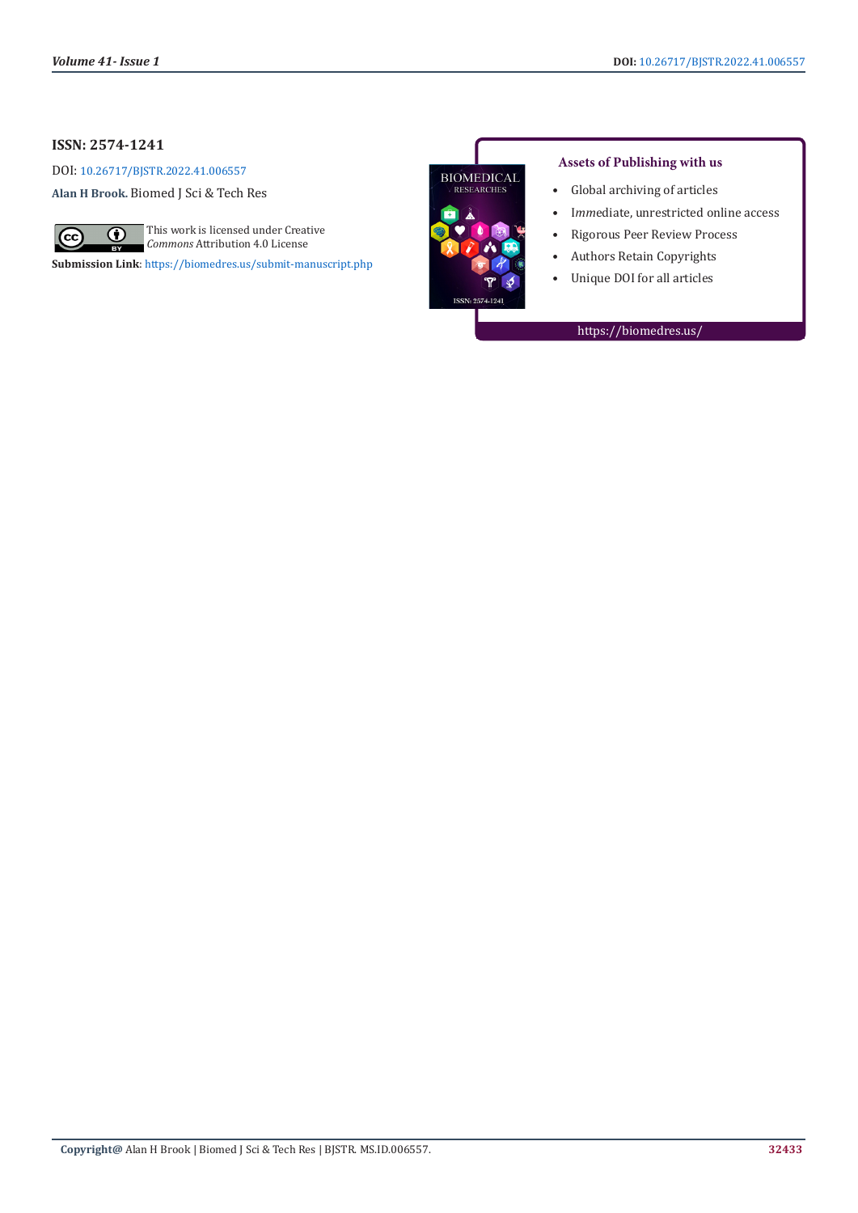**ISSN: 2574-1241**

DOI: 10.26717/BJSTR.2022.41.006557

**Alan H Brook.** Biomed J Sci & Tech Res

This work is licensed under Creative *Commons* Attribution 4.0 License

**Submission Link**: https://biomedres.us/submit-manuscript.php

### Assets of Publishing with us

- Global archiving of articles
- Immediate, unrestricted online access
- Rigorous Peer Review Process
- Authors Retain Copyrights
- Unique DOI for all articles

https://biomedres.us/